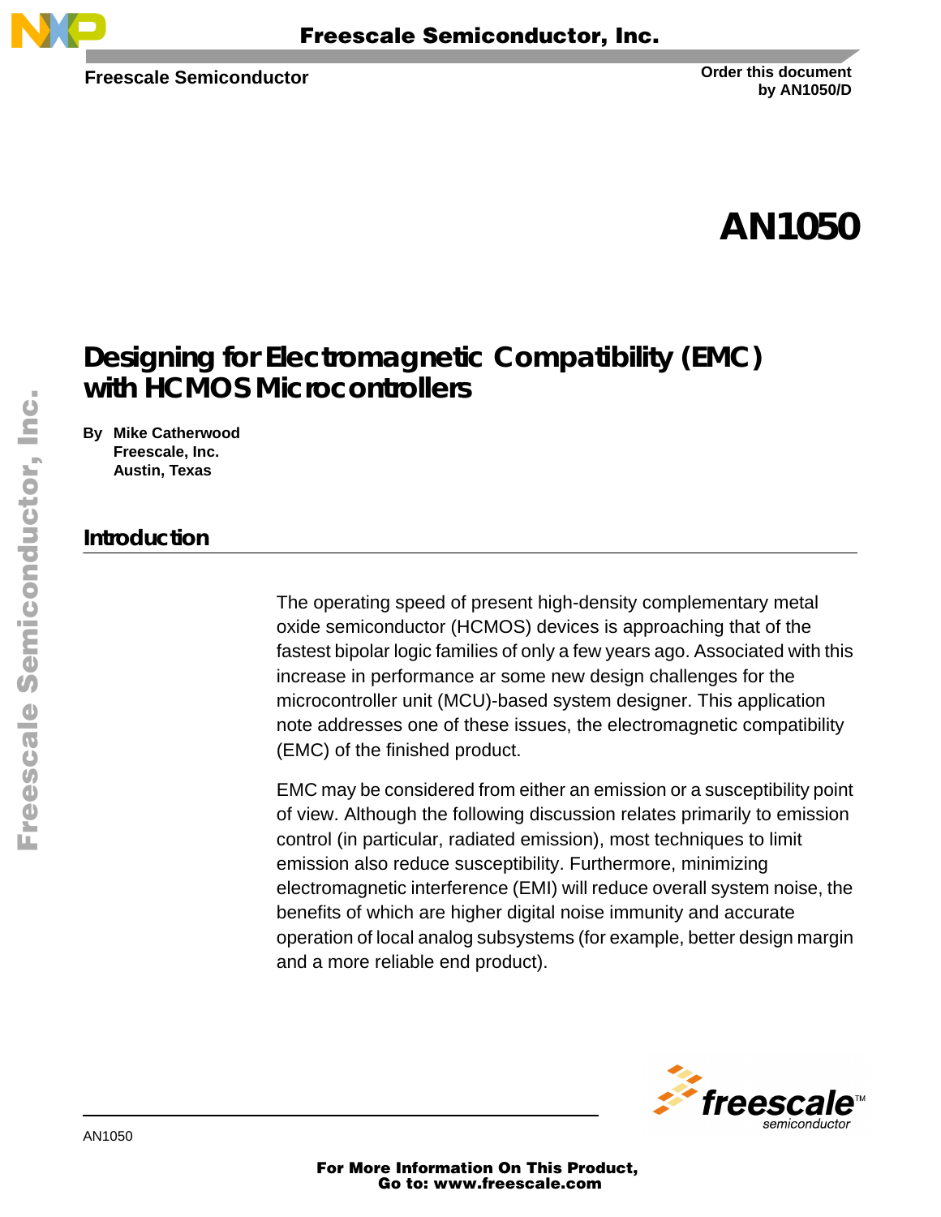Freescale Semiconductor

Order this document
by AN1050/D

# AN1050

## Designing for Electromagnetic Compatibility (EMC) with HCMOS Microcontrollers

**By Mike Catherwood**
**Freescale, Inc.**
**Austin, Texas**

## Introduction

The operating speed of present high-density complementary metal oxide semiconductor (HCMOS) devices is approaching that of the fastest bipolar logic families of only a few years ago. Associated with this increase in performance ar some new design challenges for the microcontroller unit (MCU)-based system designer. This application note addresses one of these issues, the electromagnetic compatibility (EMC) of the finished product.

EMC may be considered from either an emission or a susceptibility point of view. Although the following discussion relates primarily to emission control (in particular, radiated emission), most techniques to limit emission also reduce susceptibility. Furthermore, minimizing electromagnetic interference (EMI) will reduce overall system noise, the benefits of which are higher digital noise immunity and accurate operation of local analog subsystems (for example, better design margin and a more reliable end product).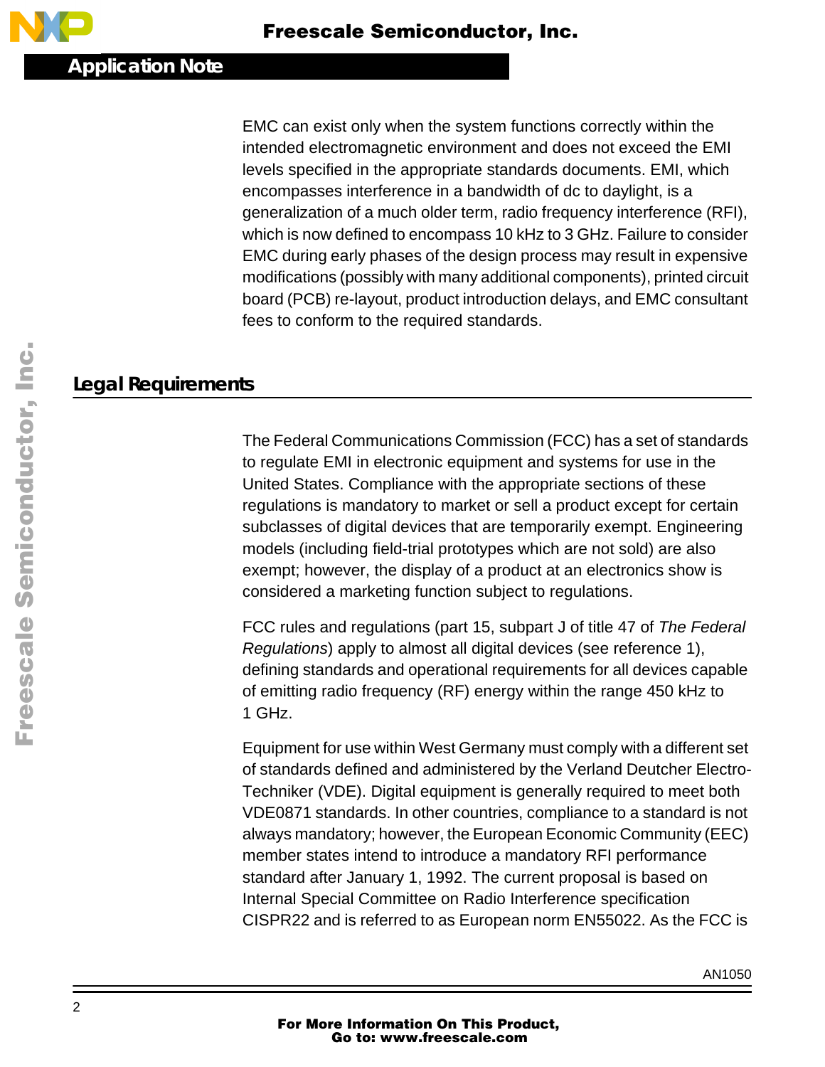EMC can exist only when the system functions correctly within the intended electromagnetic environment and does not exceed the EMI levels specified in the appropriate standards documents. EMI, which encompasses interference in a bandwidth of dc to daylight, is a generalization of a much older term, radio frequency interference (RFI), which is now defined to encompass 10 kHz to 3 GHz. Failure to consider EMC during early phases of the design process may result in expensive modifications (possibly with many additional components), printed circuit board (PCB) re-layout, product introduction delays, and EMC consultant fees to conform to the required standards.

## Legal Requirements

The Federal Communications Commission (FCC) has a set of standards to regulate EMI in electronic equipment and systems for use in the United States. Compliance with the appropriate sections of these regulations is mandatory to market or sell a product except for certain subclasses of digital devices that are temporarily exempt. Engineering models (including field-trial prototypes which are not sold) are also exempt; however, the display of a product at an electronics show is considered a marketing function subject to regulations.

FCC rules and regulations (part 15, subpart J of title 47 of *The Federal Regulations*) apply to almost all digital devices (see reference 1), defining standards and operational requirements for all devices capable of emitting radio frequency (RF) energy within the range 450 kHz to 1 GHz.

Equipment for use within West Germany must comply with a different set of standards defined and administered by the Verland Deutcher Electro-Techniker (VDE). Digital equipment is generally required to meet both VDE0871 standards. In other countries, compliance to a standard is not always mandatory; however, the European Economic Community (EEC) member states intend to introduce a mandatory RFI performance standard after January 1, 1992. The current proposal is based on Internal Special Committee on Radio Interference specification CISPR22 and is referred to as European norm EN55022. As the FCC is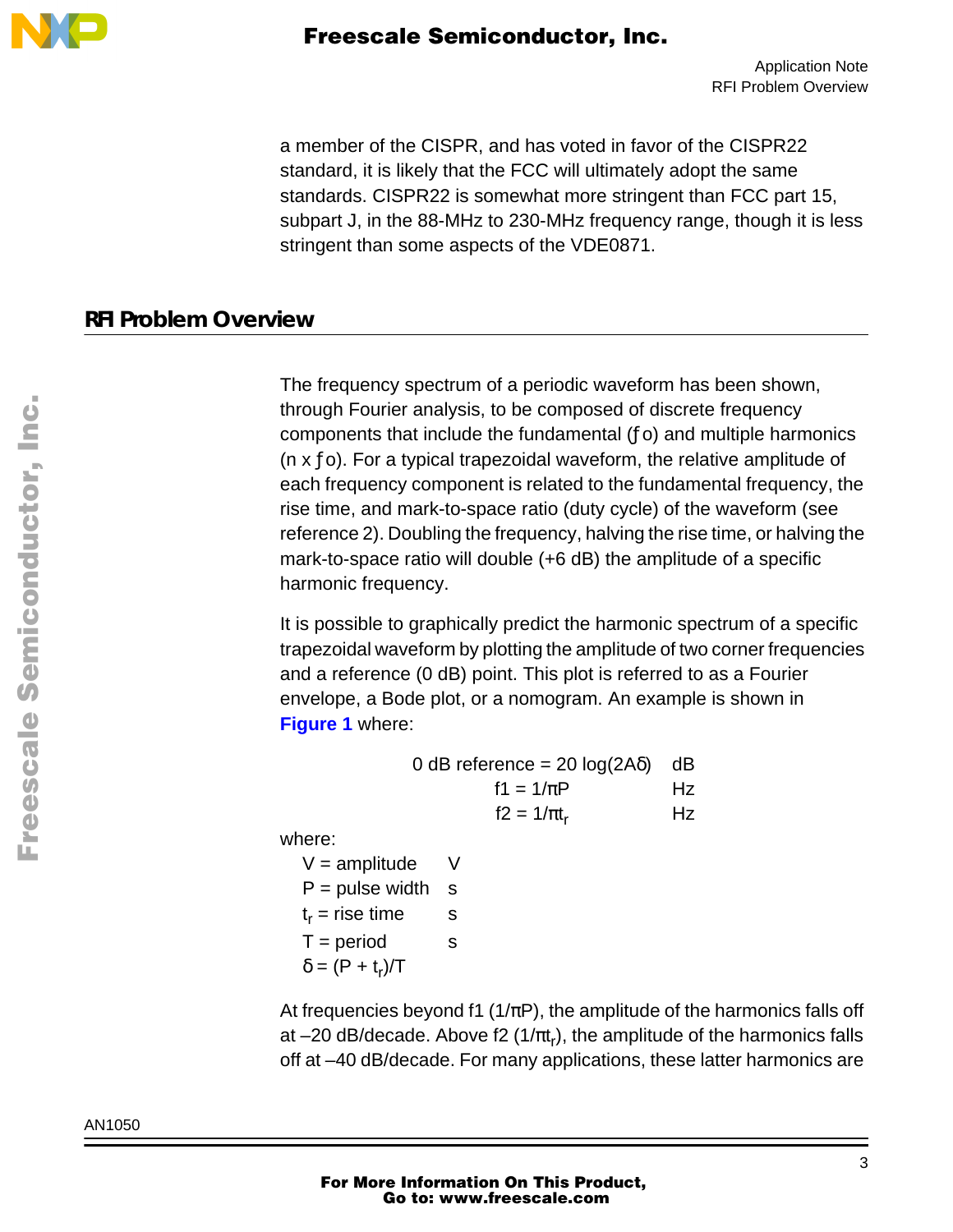a member of the CISPR, and has voted in favor of the CISPR22 standard, it is likely that the FCC will ultimately adopt the same standards. CISPR22 is somewhat more stringent than FCC part 15, subpart J, in the 88-MHz to 230-MHz frequency range, though it is less stringent than some aspects of the VDE0871.

## RFI Problem Overview

The frequency spectrum of a periodic waveform has been shown, through Fourier analysis, to be composed of discrete frequency components that include the fundamental (ƒo) and multiple harmonics (n x ƒo). For a typical trapezoidal waveform, the relative amplitude of each frequency component is related to the fundamental frequency, the rise time, and mark-to-space ratio (duty cycle) of the waveform (see reference 2). Doubling the frequency, halving the rise time, or halving the mark-to-space ratio will double (+6 dB) the amplitude of a specific harmonic frequency.

It is possible to graphically predict the harmonic spectrum of a specific trapezoidal waveform by plotting the amplitude of two corner frequencies and a reference (0 dB) point. This plot is referred to as a Fourier envelope, a Bode plot, or a nomogram. An example is shown in **Figure 1** where:

| | |
|---|---|
| 0 dB reference = $20 \log(2A\delta)$ | dB |
| $f1 = 1/\pi P$ | Hz |
| $f2 = 1/\pi t_r$ | Hz |

where:

| | |
|---|---|
| V = amplitude | V |
| P = pulse width | s |
| $t_r$ = rise time | s |
| T = period | s |
| $\delta = (P + t_r)/T$ | |

At frequencies beyond f1 ($1/\pi P$), the amplitude of the harmonics falls off at –20 dB/decade. Above f2 ($1/\pi t_r$), the amplitude of the harmonics falls off at –40 dB/decade. For many applications, these latter harmonics are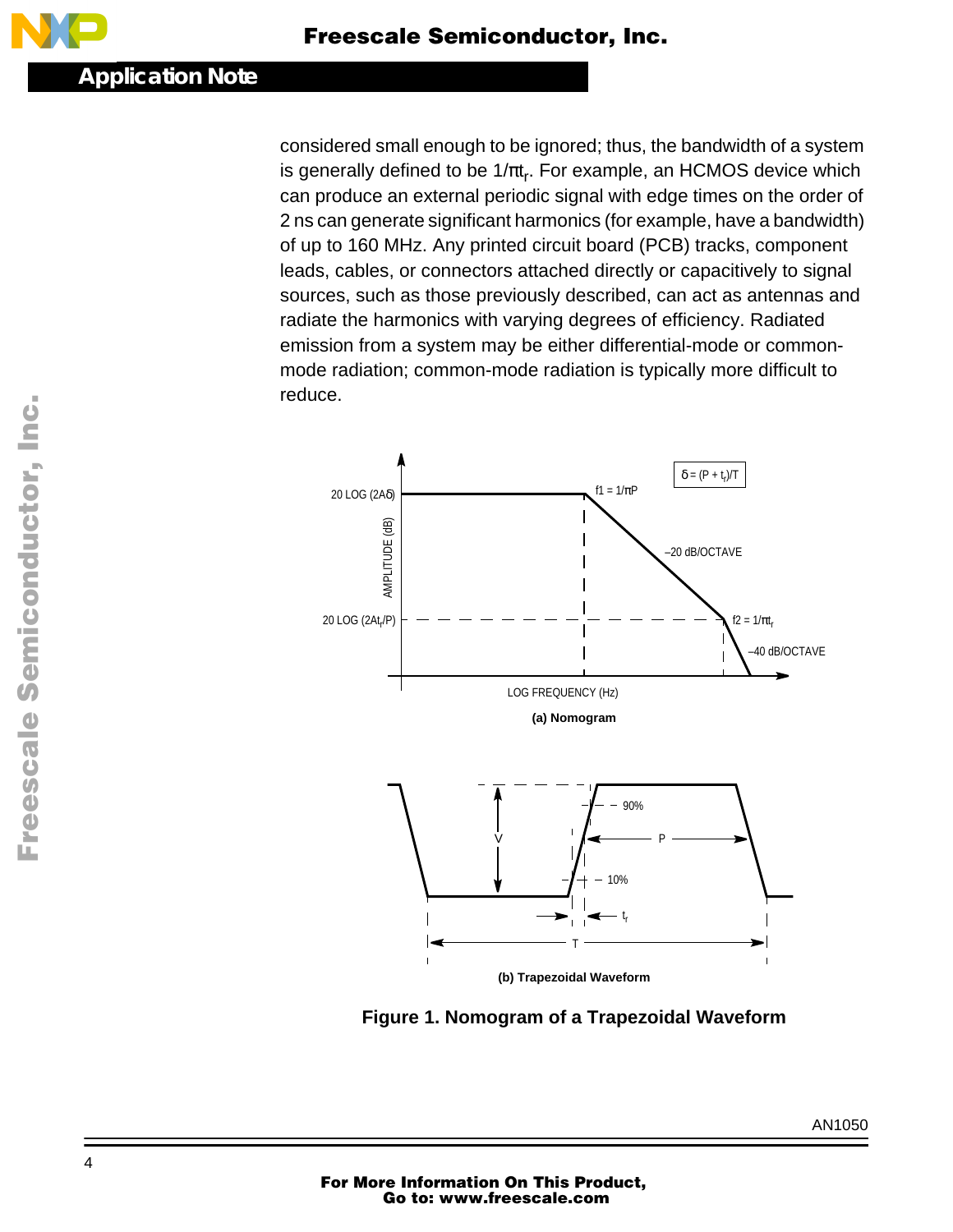considered small enough to be ignored; thus, the bandwidth of a system is generally defined to be $1/\pi t_r$. For example, an HCMOS device which can produce an external periodic signal with edge times on the order of 2 ns can generate significant harmonics (for example, have a bandwidth) of up to 160 MHz. Any printed circuit board (PCB) tracks, component leads, cables, or connectors attached directly or capacitively to signal sources, such as those previously described, can act as antennas and radiate the harmonics with varying degrees of efficiency. Radiated emission from a system may be either differential-mode or common-mode radiation; common-mode radiation is typically more difficult to reduce.

(a) Nomogram

(b) Trapezoidal Waveform

**Figure 1. Nomogram of a Trapezoidal Waveform**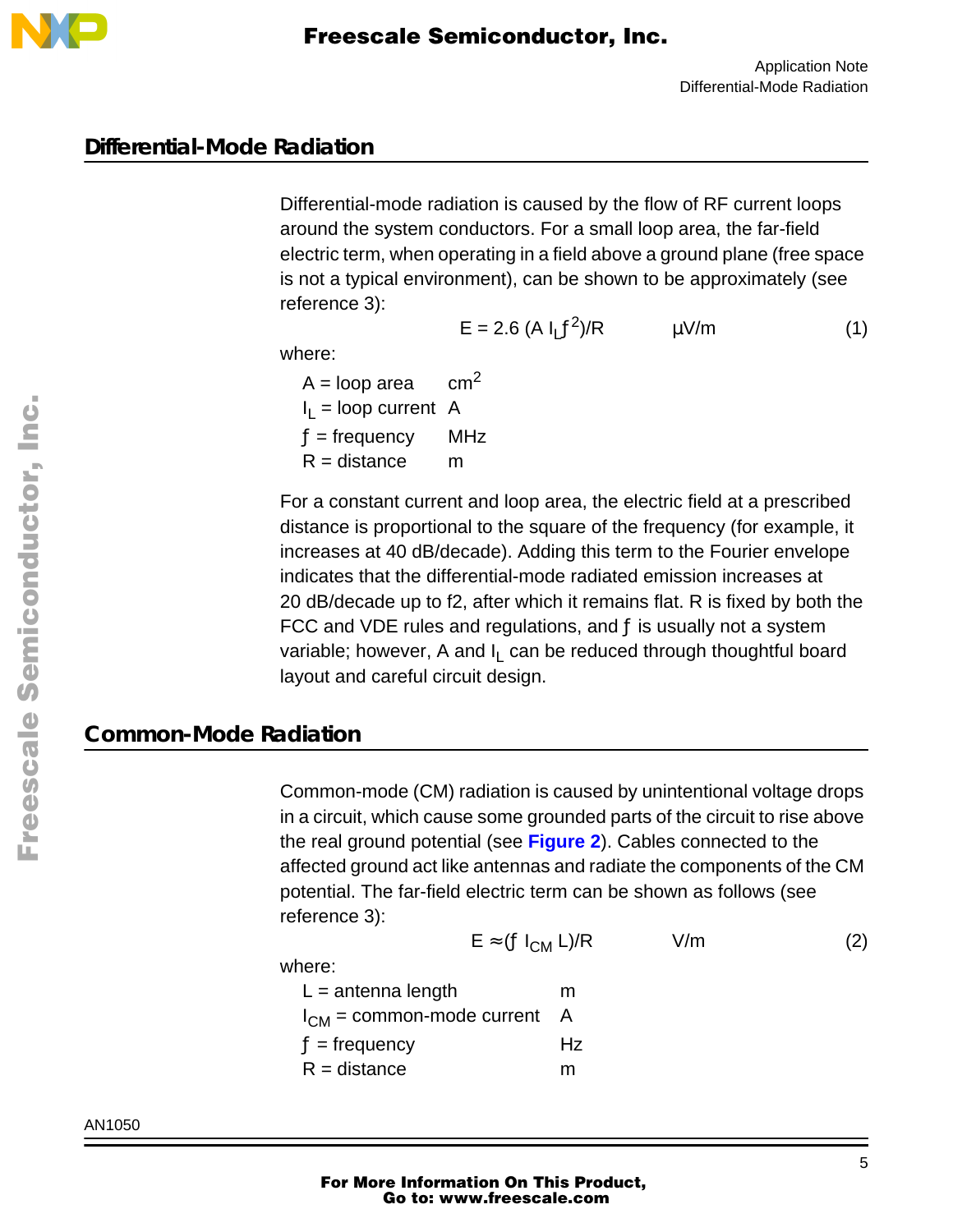## Differential-Mode Radiation

Differential-mode radiation is caused by the flow of RF current loops around the system conductors. For a small loop area, the far-field electric term, when operating in a field above a ground plane (free space is not a typical environment), can be shown to be approximately (see reference 3):

$$E = 2.6\,(A\,I_L f^2)/R \qquad \mu\text{V/m} \qquad (1)$$

where:

| | |
|---|---|
| $A$ = loop area | $cm^2$ |
| $I_L$ = loop current | A |
| $f$ = frequency | MHz |
| $R$ = distance | m |

For a constant current and loop area, the electric field at a prescribed distance is proportional to the square of the frequency (for example, it increases at 40 dB/decade). Adding this term to the Fourier envelope indicates that the differential-mode radiated emission increases at 20 dB/decade up to f2, after which it remains flat. R is fixed by both the FCC and VDE rules and regulations, and $f$ is usually not a system variable; however, A and $I_L$ can be reduced through thoughtful board layout and careful circuit design.

## Common-Mode Radiation

Common-mode (CM) radiation is caused by unintentional voltage drops in a circuit, which cause some grounded parts of the circuit to rise above the real ground potential (see **Figure 2**). Cables connected to the affected ground act like antennas and radiate the components of the CM potential. The far-field electric term can be shown as follows (see reference 3):

$$E \approx (f\,I_{CM}\,L)/R \qquad \text{V/m} \qquad (2)$$

where:

| | |
|---|---|
| $L$ = antenna length | m |
| $I_{CM}$ = common-mode current | A |
| $f$ = frequency | Hz |
| $R$ = distance | m |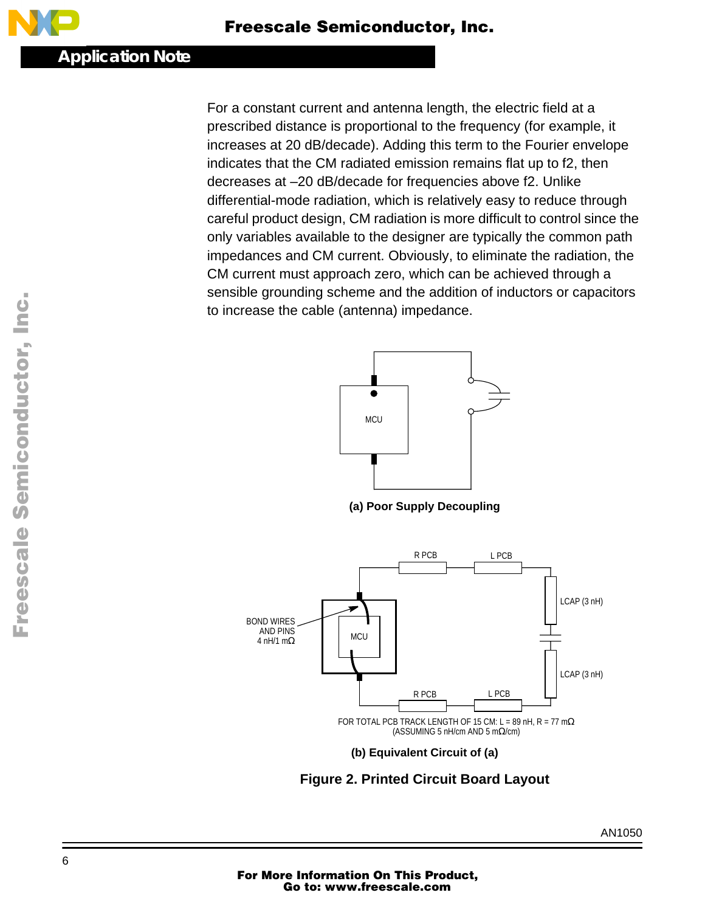For a constant current and antenna length, the electric field at a prescribed distance is proportional to the frequency (for example, it increases at 20 dB/decade). Adding this term to the Fourier envelope indicates that the CM radiated emission remains flat up to f2, then decreases at –20 dB/decade for frequencies above f2. Unlike differential-mode radiation, which is relatively easy to reduce through careful product design, CM radiation is more difficult to control since the only variables available to the designer are typically the common path impedances and CM current. Obviously, to eliminate the radiation, the CM current must approach zero, which can be achieved through a sensible grounding scheme and the addition of inductors or capacitors to increase the cable (antenna) impedance.

MCU

**(a) Poor Supply Decoupling**

R PCB L PCB

BOND WIRES AND PINS 4 nH/1 mΩ

MCU

LCAP (3 nH)

LCAP (3 nH)

R PCB L PCB

FOR TOTAL PCB TRACK LENGTH OF 15 CM: L = 89 nH, R = 77 mΩ (ASSUMING 5 nH/cm AND 5 mΩ/cm)

**(b) Equivalent Circuit of (a)**

**Figure 2. Printed Circuit Board Layout**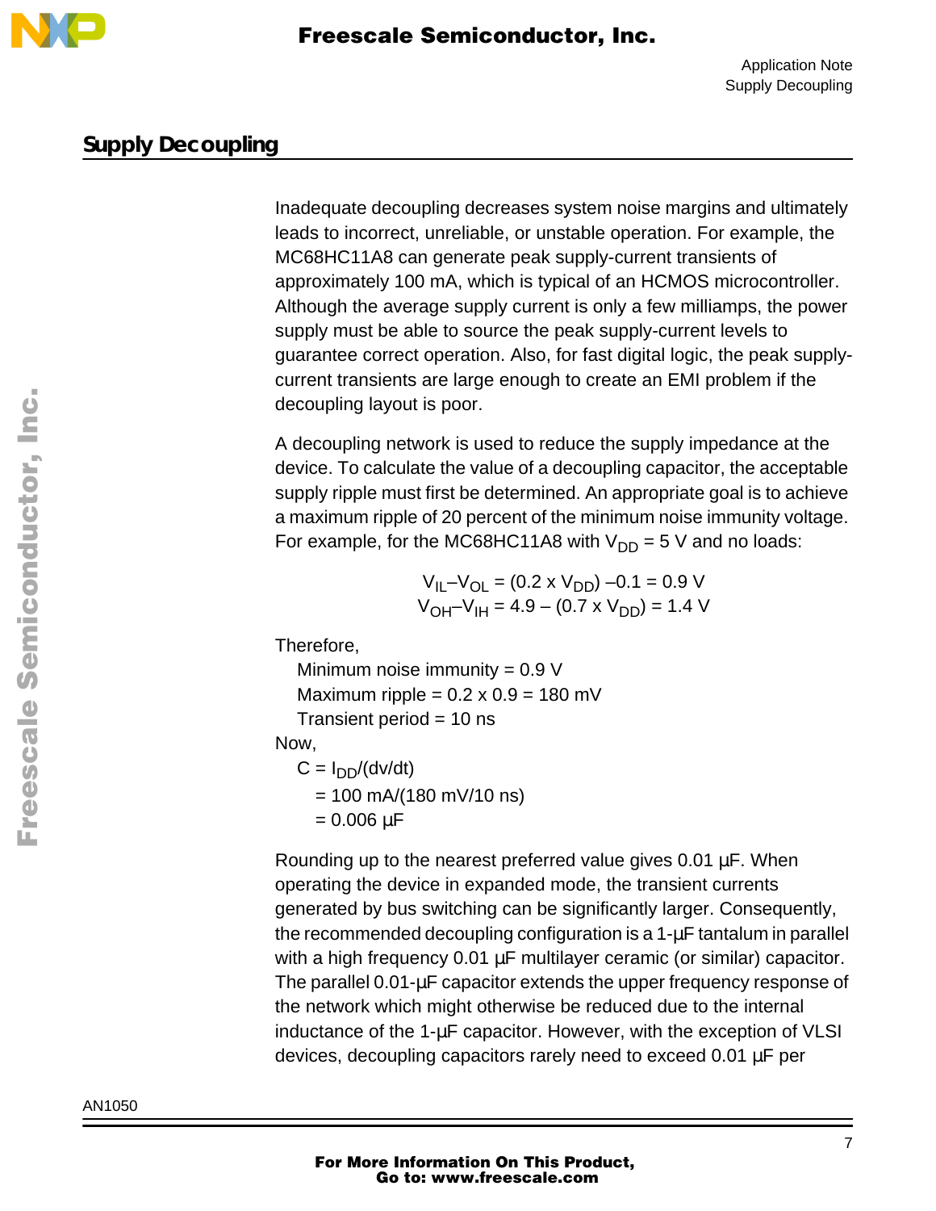## Supply Decoupling

Inadequate decoupling decreases system noise margins and ultimately leads to incorrect, unreliable, or unstable operation. For example, the MC68HC11A8 can generate peak supply-current transients of approximately 100 mA, which is typical of an HCMOS microcontroller. Although the average supply current is only a few milliamps, the power supply must be able to source the peak supply-current levels to guarantee correct operation. Also, for fast digital logic, the peak supply-current transients are large enough to create an EMI problem if the decoupling layout is poor.

A decoupling network is used to reduce the supply impedance at the device. To calculate the value of a decoupling capacitor, the acceptable supply ripple must first be determined. An appropriate goal is to achieve a maximum ripple of 20 percent of the minimum noise immunity voltage. For example, for the MC68HC11A8 with $V_{DD}$ = 5 V and no loads:

$$V_{IL} – V_{OL} = (0.2 \times V_{DD}) – 0.1 = 0.9 \text{ V}$$

$$V_{OH} – V_{IH} = 4.9 – (0.7 \times V_{DD}) = 1.4 \text{ V}$$

Therefore,

Minimum noise immunity = 0.9 V
Maximum ripple = 0.2 x 0.9 = 180 mV
Transient period = 10 ns

Now,

$$C = I_{DD}/(dv/dt)$$
$$= 100 \text{ mA}/(180 \text{ mV}/10 \text{ ns})$$
$$= 0.006 \text{ µF}$$

Rounding up to the nearest preferred value gives 0.01 µF. When operating the device in expanded mode, the transient currents generated by bus switching can be significantly larger. Consequently, the recommended decoupling configuration is a 1-µF tantalum in parallel with a high frequency 0.01 µF multilayer ceramic (or similar) capacitor. The parallel 0.01-µF capacitor extends the upper frequency response of the network which might otherwise be reduced due to the internal inductance of the 1-µF capacitor. However, with the exception of VLSI devices, decoupling capacitors rarely need to exceed 0.01 µF per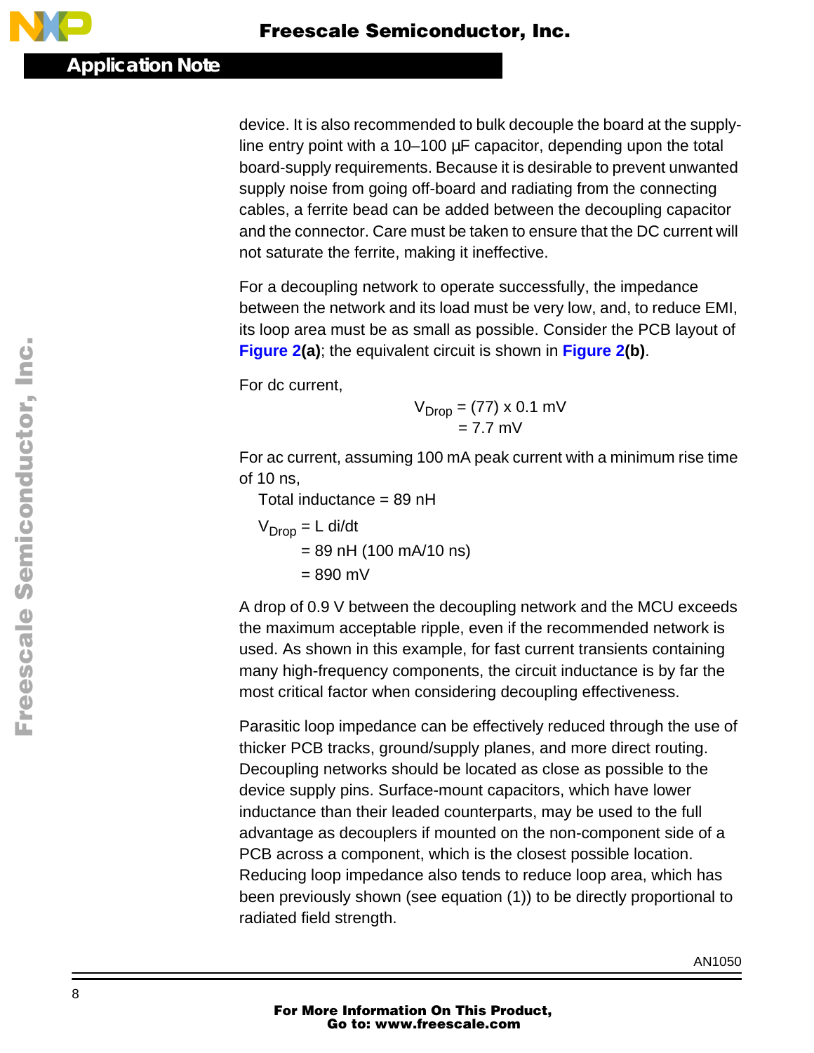device. It is also recommended to bulk decouple the board at the supply-line entry point with a 10–100 μF capacitor, depending upon the total board-supply requirements. Because it is desirable to prevent unwanted supply noise from going off-board and radiating from the connecting cables, a ferrite bead can be added between the decoupling capacitor and the connector. Care must be taken to ensure that the DC current will not saturate the ferrite, making it ineffective.

For a decoupling network to operate successfully, the impedance between the network and its load must be very low, and, to reduce EMI, its loop area must be as small as possible. Consider the PCB layout of **Figure 2(a)**; the equivalent circuit is shown in **Figure 2(b)**.

For dc current,

$$
\begin{aligned}
V_{Drop} &= (77) \times 0.1 \text{ mV} \\
&= 7.7 \text{ mV}
\end{aligned}
$$

For ac current, assuming 100 mA peak current with a minimum rise time of 10 ns,

Total inductance = 89 nH

$$
\begin{aligned}
V_{Drop} &= L \, di/dt \\
&= 89 \text{ nH } (100 \text{ mA}/10 \text{ ns}) \\
&= 890 \text{ mV}
\end{aligned}
$$

A drop of 0.9 V between the decoupling network and the MCU exceeds the maximum acceptable ripple, even if the recommended network is used. As shown in this example, for fast current transients containing many high-frequency components, the circuit inductance is by far the most critical factor when considering decoupling effectiveness.

Parasitic loop impedance can be effectively reduced through the use of thicker PCB tracks, ground/supply planes, and more direct routing. Decoupling networks should be located as close as possible to the device supply pins. Surface-mount capacitors, which have lower inductance than their leaded counterparts, may be used to the full advantage as decouplers if mounted on the non-component side of a PCB across a component, which is the closest possible location. Reducing loop impedance also tends to reduce loop area, which has been previously shown (see equation (1)) to be directly proportional to radiated field strength.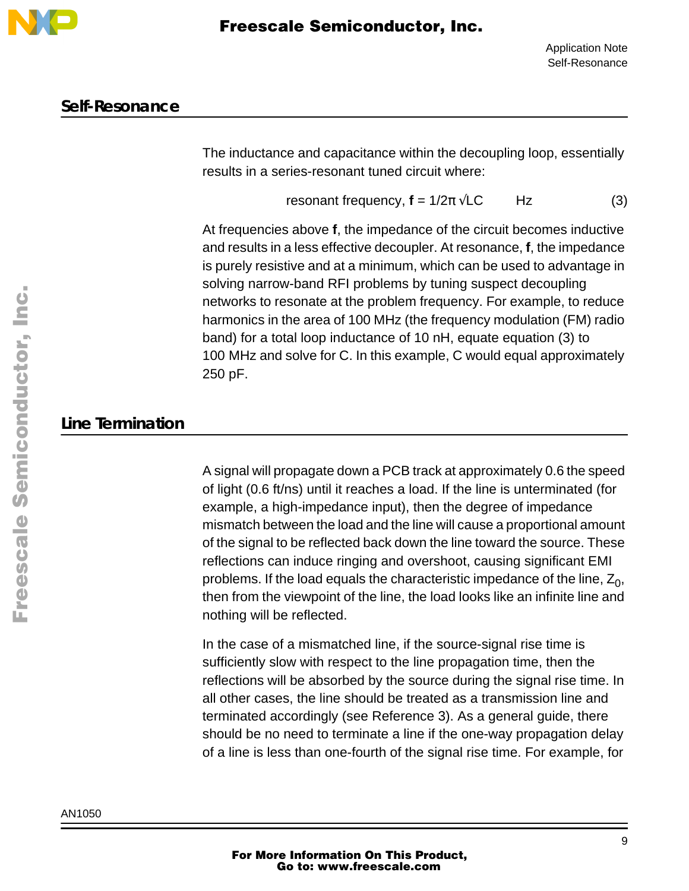## Self-Resonance

The inductance and capacitance within the decoupling loop, essentially results in a series-resonant tuned circuit where:

$$\text{resonant frequency, } \mathbf{f} = 1/2\pi\sqrt{LC} \quad \text{Hz} \tag{3}$$

At frequencies above **f**, the impedance of the circuit becomes inductive and results in a less effective decoupler. At resonance, **f**, the impedance is purely resistive and at a minimum, which can be used to advantage in solving narrow-band RFI problems by tuning suspect decoupling networks to resonate at the problem frequency. For example, to reduce harmonics in the area of 100 MHz (the frequency modulation (FM) radio band) for a total loop inductance of 10 nH, equate equation (3) to 100 MHz and solve for C. In this example, C would equal approximately 250 pF.

## Line Termination

A signal will propagate down a PCB track at approximately 0.6 the speed of light (0.6 ft/ns) until it reaches a load. If the line is unterminated (for example, a high-impedance input), then the degree of impedance mismatch between the load and the line will cause a proportional amount of the signal to be reflected back down the line toward the source. These reflections can induce ringing and overshoot, causing significant EMI problems. If the load equals the characteristic impedance of the line, $Z_0$, then from the viewpoint of the line, the load looks like an infinite line and nothing will be reflected.

In the case of a mismatched line, if the source-signal rise time is sufficiently slow with respect to the line propagation time, then the reflections will be absorbed by the source during the signal rise time. In all other cases, the line should be treated as a transmission line and terminated accordingly (see Reference 3). As a general guide, there should be no need to terminate a line if the one-way propagation delay of a line is less than one-fourth of the signal rise time. For example, for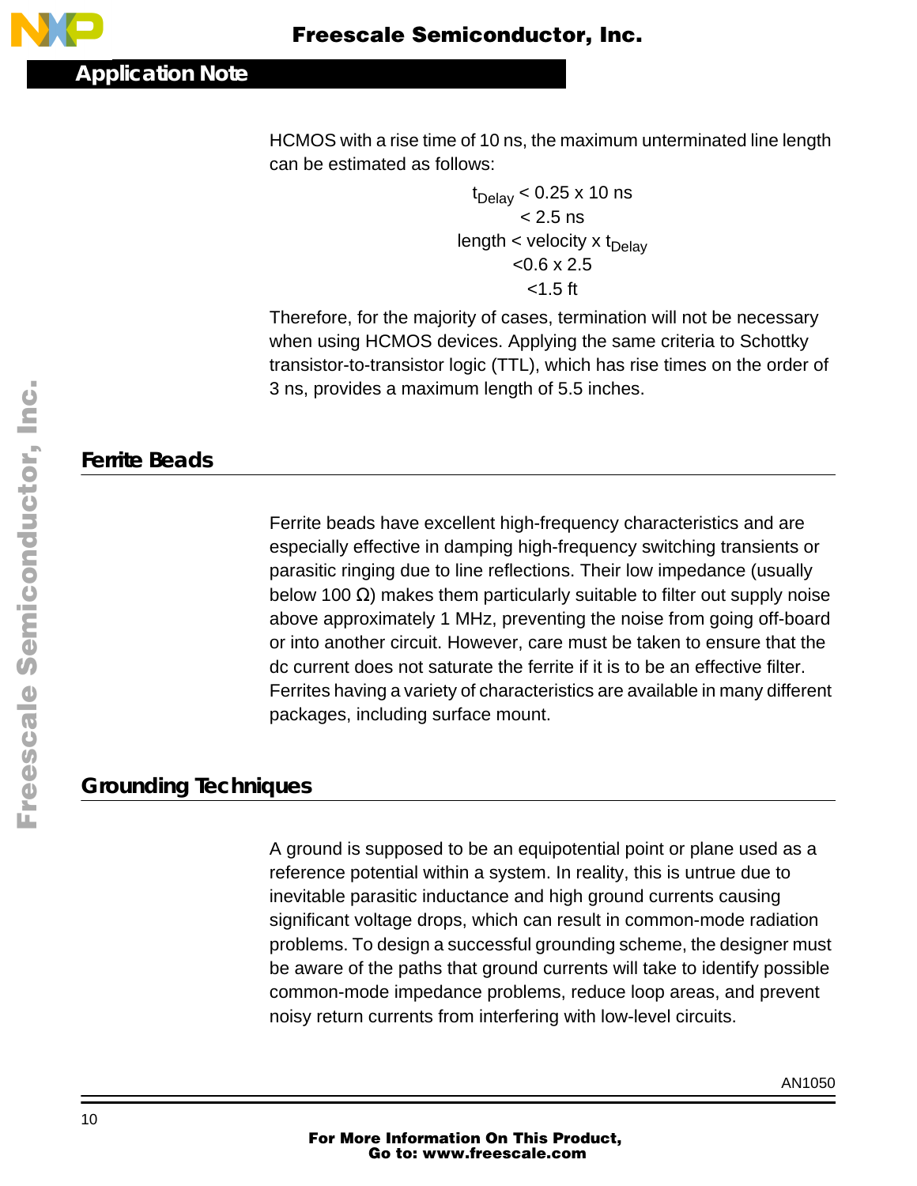HCMOS with a rise time of 10 ns, the maximum unterminated line length can be estimated as follows:

$$
\begin{aligned}
t_{Delay} &< 0.25 \times 10 \text{ ns} \\
&< 2.5 \text{ ns} \\
\text{length} &< \text{velocity} \times t_{Delay} \\
&< 0.6 \times 2.5 \\
&< 1.5 \text{ ft}
\end{aligned}
$$

Therefore, for the majority of cases, termination will not be necessary when using HCMOS devices. Applying the same criteria to Schottky transistor-to-transistor logic (TTL), which has rise times on the order of 3 ns, provides a maximum length of 5.5 inches.

## Ferrite Beads

Ferrite beads have excellent high-frequency characteristics and are especially effective in damping high-frequency switching transients or parasitic ringing due to line reflections. Their low impedance (usually below 100 Ω) makes them particularly suitable to filter out supply noise above approximately 1 MHz, preventing the noise from going off-board or into another circuit. However, care must be taken to ensure that the dc current does not saturate the ferrite if it is to be an effective filter. Ferrites having a variety of characteristics are available in many different packages, including surface mount.

## Grounding Techniques

A ground is supposed to be an equipotential point or plane used as a reference potential within a system. In reality, this is untrue due to inevitable parasitic inductance and high ground currents causing significant voltage drops, which can result in common-mode radiation problems. To design a successful grounding scheme, the designer must be aware of the paths that ground currents will take to identify possible common-mode impedance problems, reduce loop areas, and prevent noisy return currents from interfering with low-level circuits.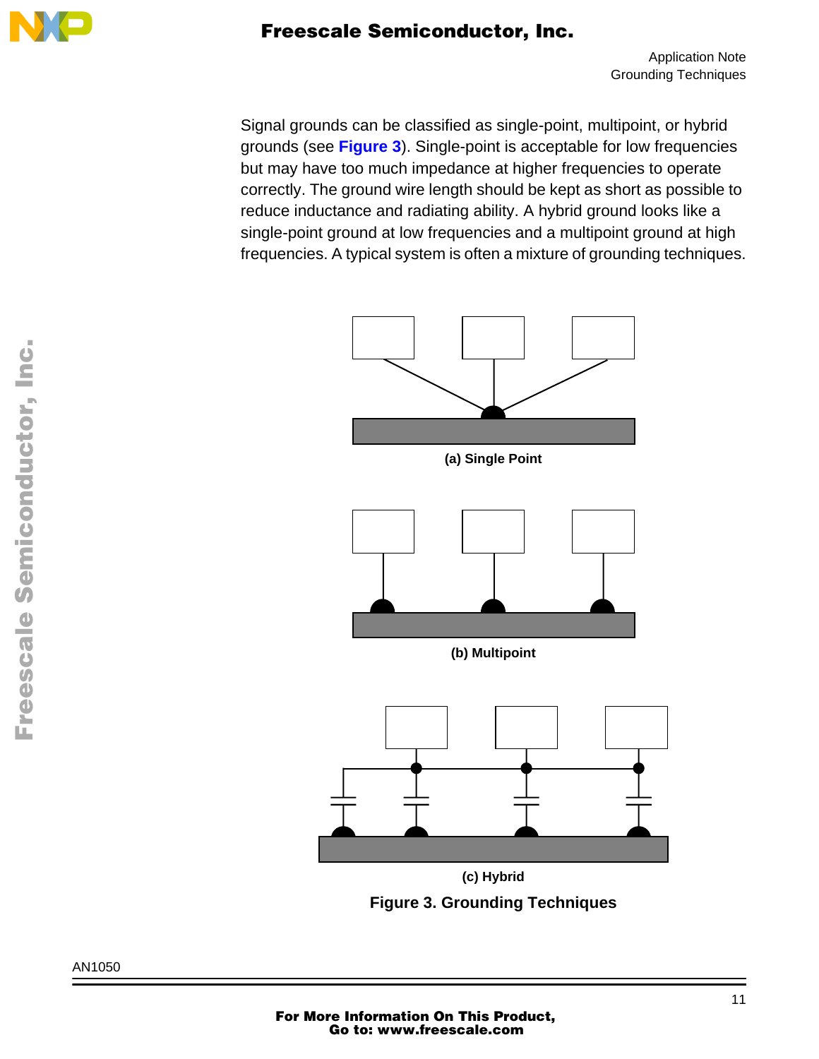Signal grounds can be classified as single-point, multipoint, or hybrid grounds (see **Figure 3**). Single-point is acceptable for low frequencies but may have too much impedance at higher frequencies to operate correctly. The ground wire length should be kept as short as possible to reduce inductance and radiating ability. A hybrid ground looks like a single-point ground at low frequencies and a multipoint ground at high frequencies. A typical system is often a mixture of grounding techniques.

**(a) Single Point**

**(b) Multipoint**

**(c) Hybrid**

**Figure 3. Grounding Techniques**

AN1050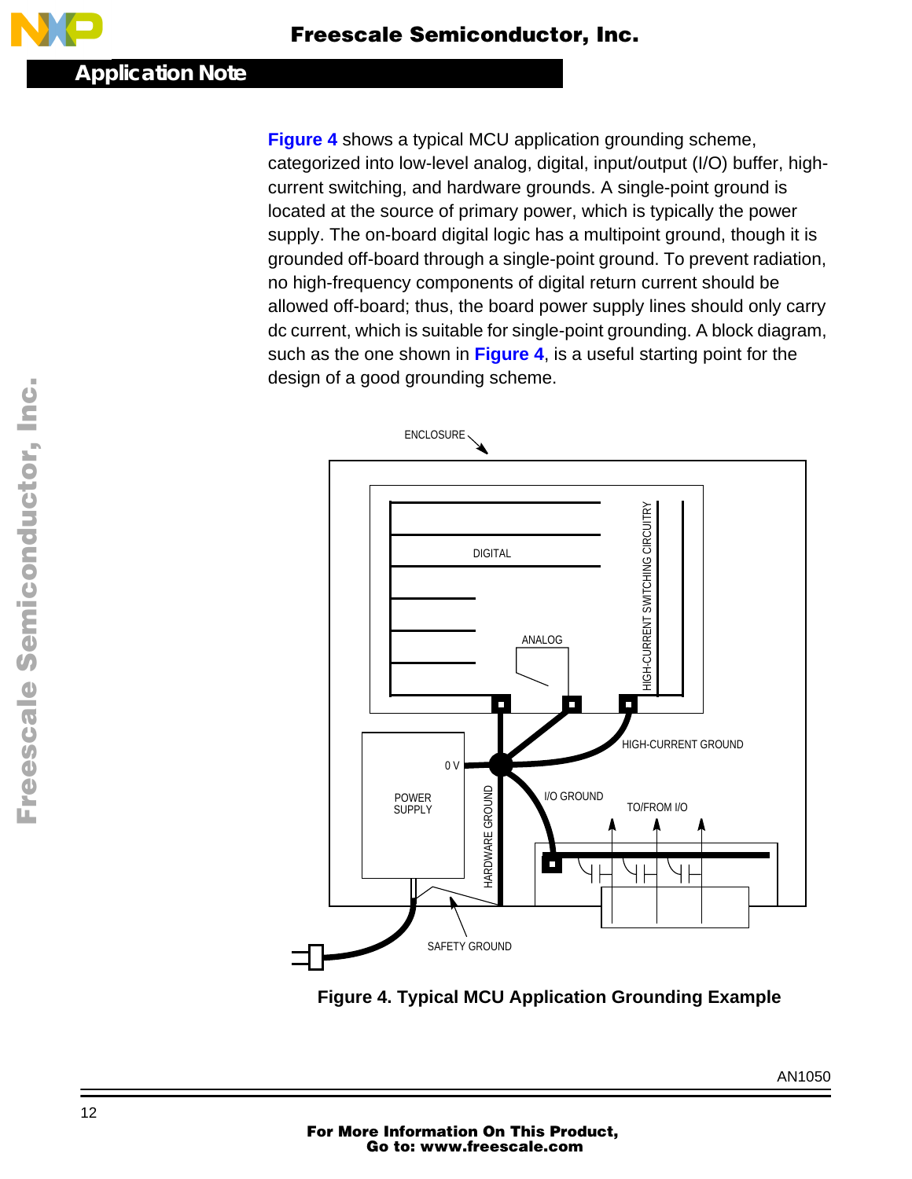Figure 4 shows a typical MCU application grounding scheme, categorized into low-level analog, digital, input/output (I/O) buffer, high-current switching, and hardware grounds. A single-point ground is located at the source of primary power, which is typically the power supply. The on-board digital logic has a multipoint ground, though it is grounded off-board through a single-point ground. To prevent radiation, no high-frequency components of digital return current should be allowed off-board; thus, the board power supply lines should only carry dc current, which is suitable for single-point grounding. A block diagram, such as the one shown in Figure 4, is a useful starting point for the design of a good grounding scheme.

**Figure 4. Typical MCU Application Grounding Example**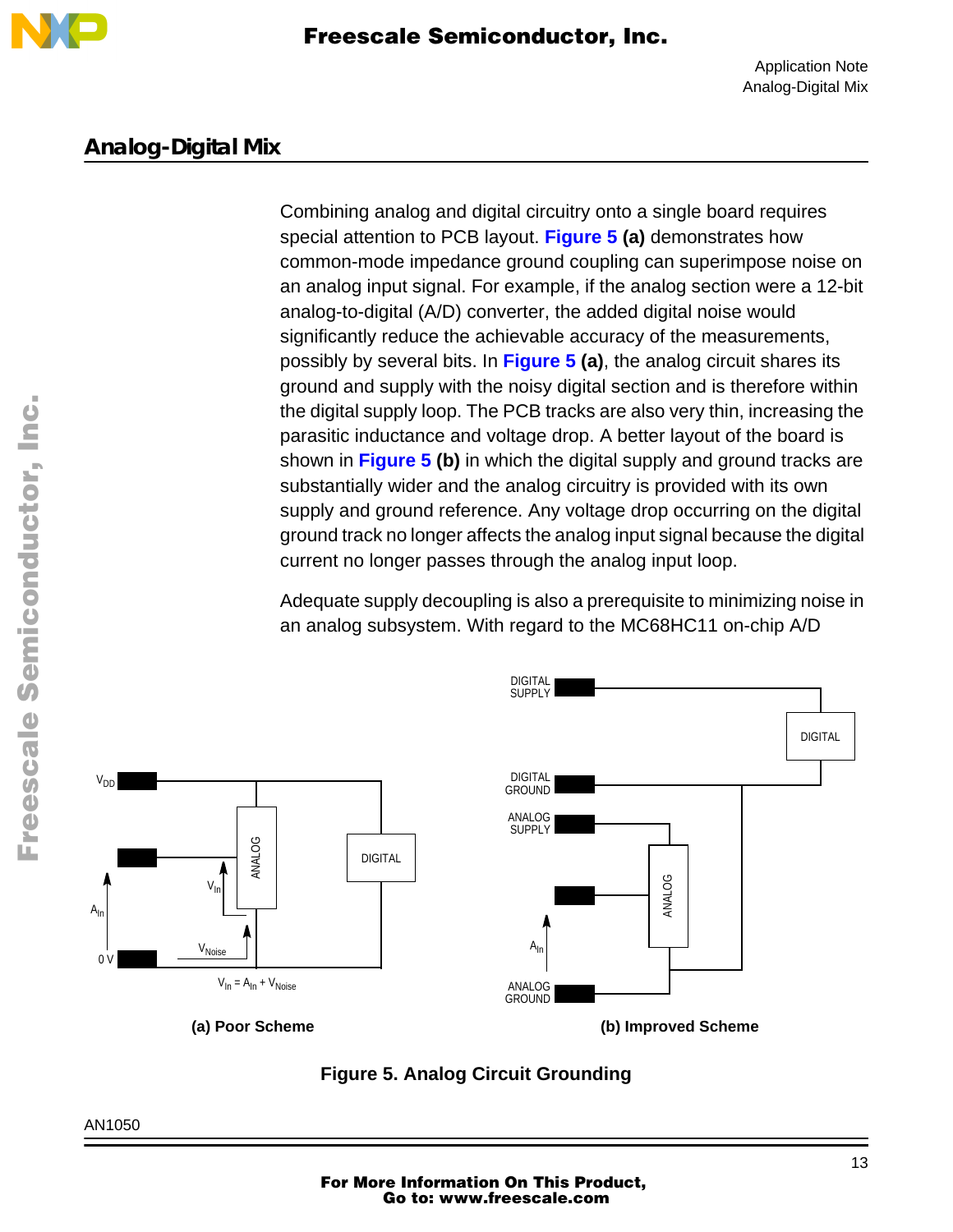## Analog-Digital Mix

Combining analog and digital circuitry onto a single board requires special attention to PCB layout. **Figure 5 (a)** demonstrates how common-mode impedance ground coupling can superimpose noise on an analog input signal. For example, if the analog section were a 12-bit analog-to-digital (A/D) converter, the added digital noise would significantly reduce the achievable accuracy of the measurements, possibly by several bits. In **Figure 5 (a)**, the analog circuit shares its ground and supply with the noisy digital section and is therefore within the digital supply loop. The PCB tracks are also very thin, increasing the parasitic inductance and voltage drop. A better layout of the board is shown in **Figure 5 (b)** in which the digital supply and ground tracks are substantially wider and the analog circuitry is provided with its own supply and ground reference. Any voltage drop occurring on the digital ground track no longer affects the analog input signal because the digital current no longer passes through the analog input loop.

Adequate supply decoupling is also a prerequisite to minimizing noise in an analog subsystem. With regard to the MC68HC11 on-chip A/D

$V_{In} = A_{In} + V_{Noise}$

**(a) Poor Scheme** **(b) Improved Scheme**

**Figure 5. Analog Circuit Grounding**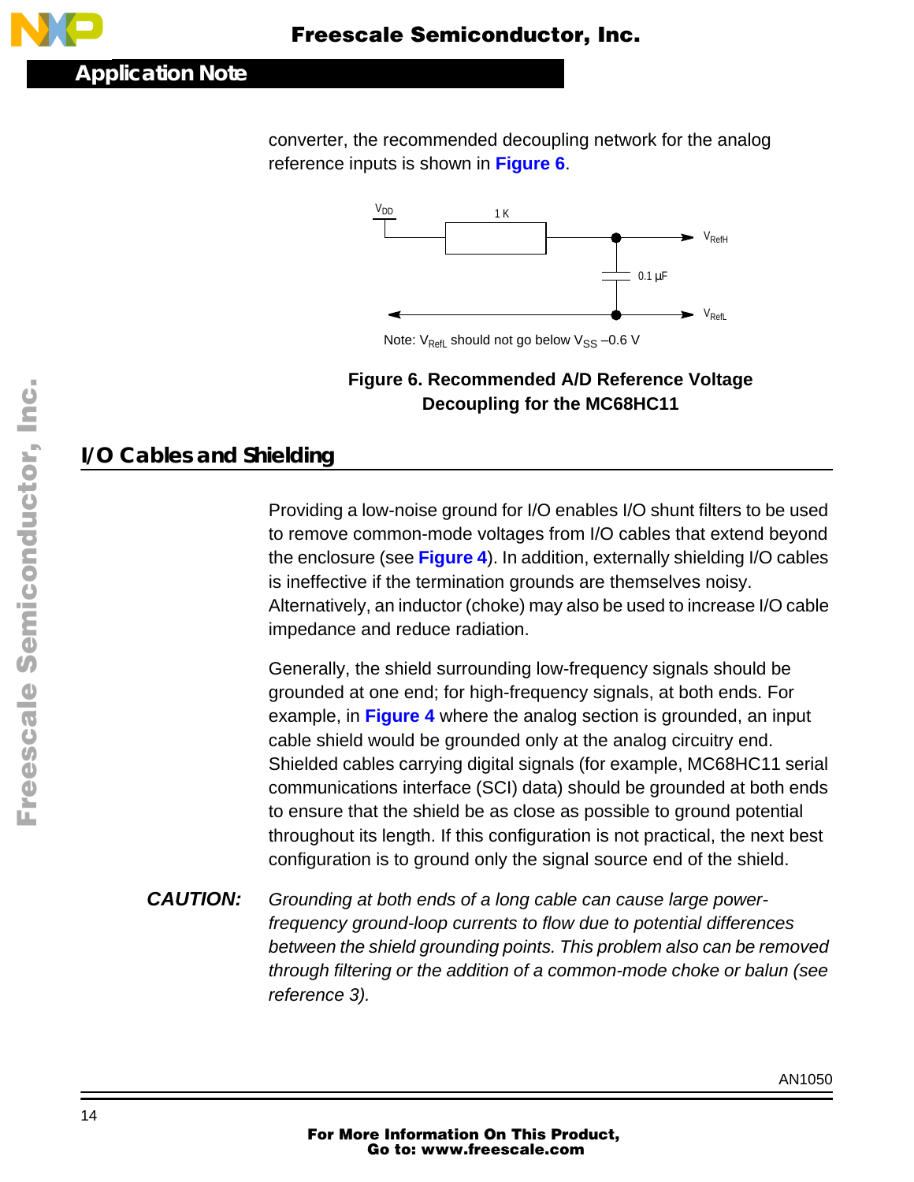converter, the recommended decoupling network for the analog reference inputs is shown in **Figure 6**.

$V_{DD}$ 1 K $V_{RefH}$ 0.1 µF $V_{RefL}$

Note: $V_{RefL}$ should not go below $V_{SS}$ –0.6 V

**Figure 6. Recommended A/D Reference Voltage Decoupling for the MC68HC11**

## I/O Cables and Shielding

Providing a low-noise ground for I/O enables I/O shunt filters to be used to remove common-mode voltages from I/O cables that extend beyond the enclosure (see **Figure 4**). In addition, externally shielding I/O cables is ineffective if the termination grounds are themselves noisy. Alternatively, an inductor (choke) may also be used to increase I/O cable impedance and reduce radiation.

Generally, the shield surrounding low-frequency signals should be grounded at one end; for high-frequency signals, at both ends. For example, in **Figure 4** where the analog section is grounded, an input cable shield would be grounded only at the analog circuitry end. Shielded cables carrying digital signals (for example, MC68HC11 serial communications interface (SCI) data) should be grounded at both ends to ensure that the shield be as close as possible to ground potential throughout its length. If this configuration is not practical, the next best configuration is to ground only the signal source end of the shield.

***CAUTION:*** *Grounding at both ends of a long cable can cause large power-frequency ground-loop currents to flow due to potential differences between the shield grounding points. This problem also can be removed through filtering or the addition of a common-mode choke or balun (see reference 3).*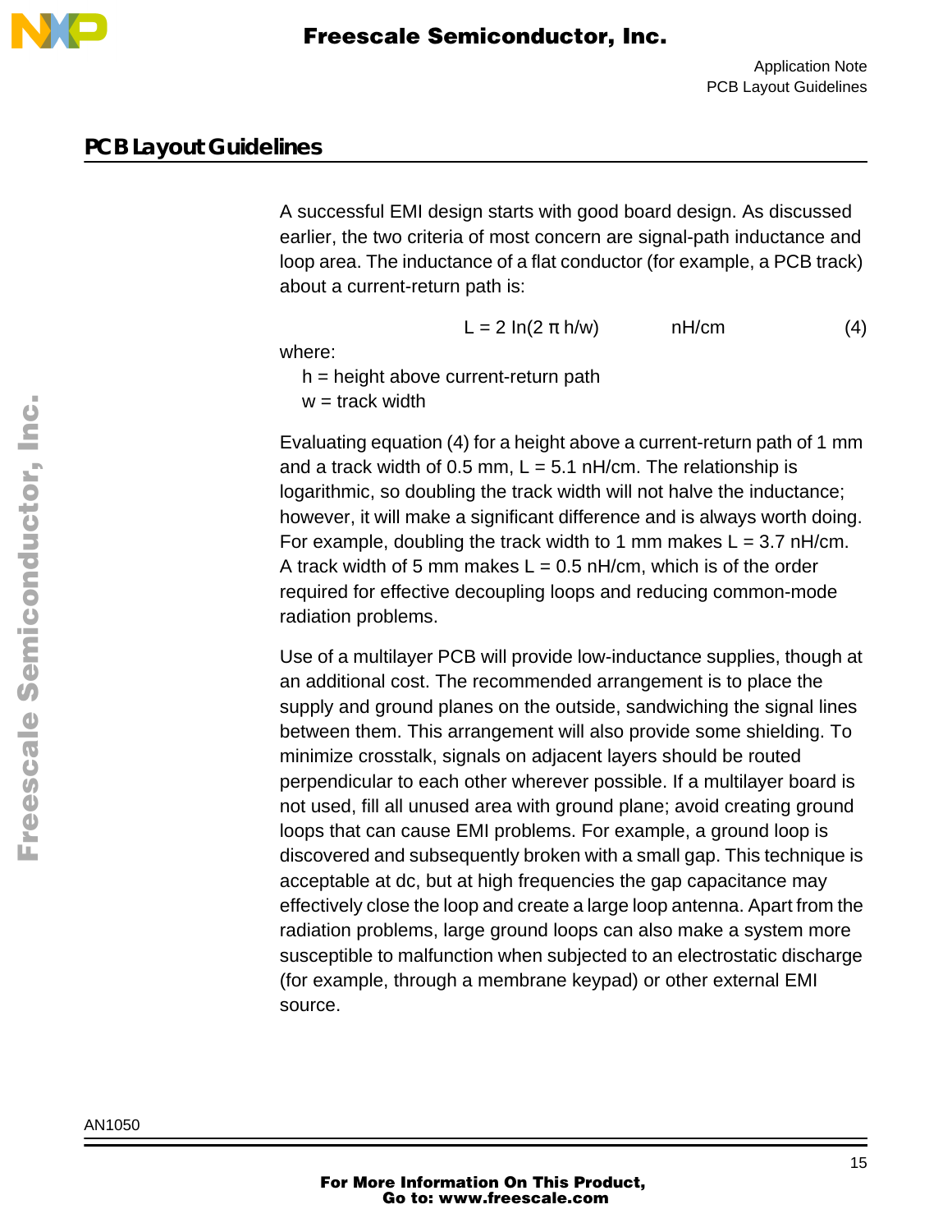## PCB Layout Guidelines

A successful EMI design starts with good board design. As discussed earlier, the two criteria of most concern are signal-path inductance and loop area. The inductance of a flat conductor (for example, a PCB track) about a current-return path is:

$$L = 2 \ln(2 \pi h/w) \qquad \text{nH/cm} \qquad (4)$$

where:

$h$ = height above current-return path
$w$ = track width

Evaluating equation (4) for a height above a current-return path of 1 mm and a track width of 0.5 mm, L = 5.1 nH/cm. The relationship is logarithmic, so doubling the track width will not halve the inductance; however, it will make a significant difference and is always worth doing. For example, doubling the track width to 1 mm makes L = 3.7 nH/cm. A track width of 5 mm makes L = 0.5 nH/cm, which is of the order required for effective decoupling loops and reducing common-mode radiation problems.

Use of a multilayer PCB will provide low-inductance supplies, though at an additional cost. The recommended arrangement is to place the supply and ground planes on the outside, sandwiching the signal lines between them. This arrangement will also provide some shielding. To minimize crosstalk, signals on adjacent layers should be routed perpendicular to each other wherever possible. If a multilayer board is not used, fill all unused area with ground plane; avoid creating ground loops that can cause EMI problems. For example, a ground loop is discovered and subsequently broken with a small gap. This technique is acceptable at dc, but at high frequencies the gap capacitance may effectively close the loop and create a large loop antenna. Apart from the radiation problems, large ground loops can also make a system more susceptible to malfunction when subjected to an electrostatic discharge (for example, through a membrane keypad) or other external EMI source.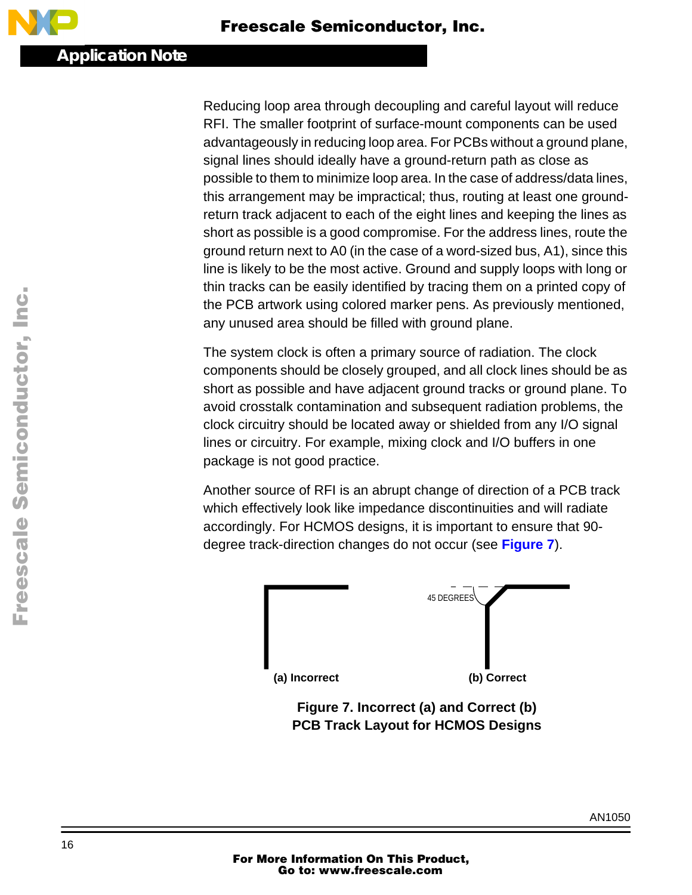Reducing loop area through decoupling and careful layout will reduce RFI. The smaller footprint of surface-mount components can be used advantageously in reducing loop area. For PCBs without a ground plane, signal lines should ideally have a ground-return path as close as possible to them to minimize loop area. In the case of address/data lines, this arrangement may be impractical; thus, routing at least one ground-return track adjacent to each of the eight lines and keeping the lines as short as possible is a good compromise. For the address lines, route the ground return next to A0 (in the case of a word-sized bus, A1), since this line is likely to be the most active. Ground and supply loops with long or thin tracks can be easily identified by tracing them on a printed copy of the PCB artwork using colored marker pens. As previously mentioned, any unused area should be filled with ground plane.

The system clock is often a primary source of radiation. The clock components should be closely grouped, and all clock lines should be as short as possible and have adjacent ground tracks or ground plane. To avoid crosstalk contamination and subsequent radiation problems, the clock circuitry should be located away or shielded from any I/O signal lines or circuitry. For example, mixing clock and I/O buffers in one package is not good practice.

Another source of RFI is an abrupt change of direction of a PCB track which effectively look like impedance discontinuities and will radiate accordingly. For HCMOS designs, it is important to ensure that 90-degree track-direction changes do not occur (see **Figure 7**).

45 DEGREES

**(a) Incorrect** **(b) Correct**

**Figure 7. Incorrect (a) and Correct (b) PCB Track Layout for HCMOS Designs**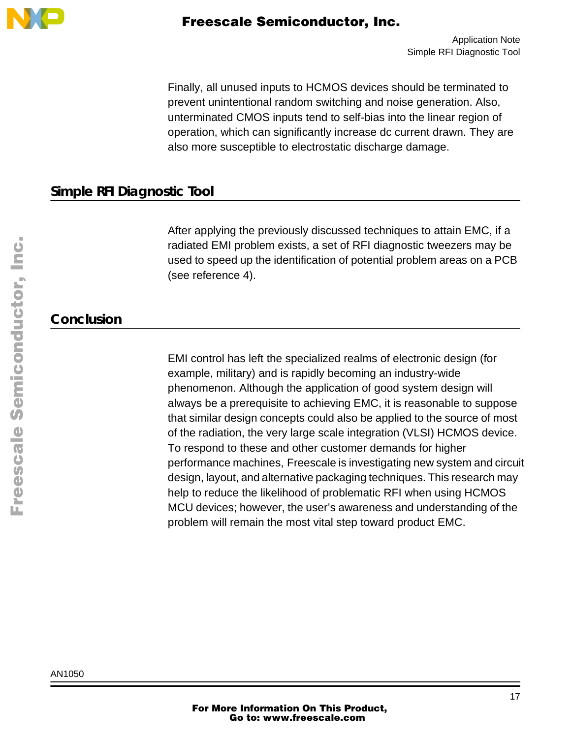Finally, all unused inputs to HCMOS devices should be terminated to prevent unintentional random switching and noise generation. Also, unterminated CMOS inputs tend to self-bias into the linear region of operation, which can significantly increase dc current drawn. They are also more susceptible to electrostatic discharge damage.

## Simple RFI Diagnostic Tool

After applying the previously discussed techniques to attain EMC, if a radiated EMI problem exists, a set of RFI diagnostic tweezers may be used to speed up the identification of potential problem areas on a PCB (see reference 4).

## Conclusion

EMI control has left the specialized realms of electronic design (for example, military) and is rapidly becoming an industry-wide phenomenon. Although the application of good system design will always be a prerequisite to achieving EMC, it is reasonable to suppose that similar design concepts could also be applied to the source of most of the radiation, the very large scale integration (VLSI) HCMOS device. To respond to these and other customer demands for higher performance machines, Freescale is investigating new system and circuit design, layout, and alternative packaging techniques. This research may help to reduce the likelihood of problematic RFI when using HCMOS MCU devices; however, the user's awareness and understanding of the problem will remain the most vital step toward product EMC.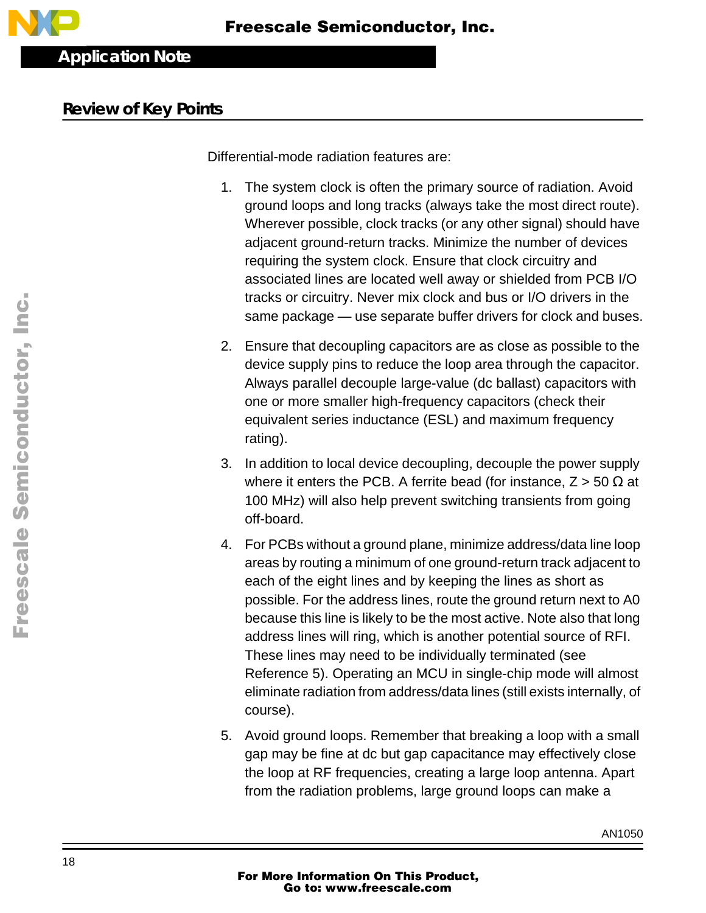## Review of Key Points

Differential-mode radiation features are:

1. The system clock is often the primary source of radiation. Avoid ground loops and long tracks (always take the most direct route). Wherever possible, clock tracks (or any other signal) should have adjacent ground-return tracks. Minimize the number of devices requiring the system clock. Ensure that clock circuitry and associated lines are located well away or shielded from PCB I/O tracks or circuitry. Never mix clock and bus or I/O drivers in the same package — use separate buffer drivers for clock and buses.

2. Ensure that decoupling capacitors are as close as possible to the device supply pins to reduce the loop area through the capacitor. Always parallel decouple large-value (dc ballast) capacitors with one or more smaller high-frequency capacitors (check their equivalent series inductance (ESL) and maximum frequency rating).

3. In addition to local device decoupling, decouple the power supply where it enters the PCB. A ferrite bead (for instance, $Z > 50\ \Omega$ at 100 MHz) will also help prevent switching transients from going off-board.

4. For PCBs without a ground plane, minimize address/data line loop areas by routing a minimum of one ground-return track adjacent to each of the eight lines and by keeping the lines as short as possible. For the address lines, route the ground return next to A0 because this line is likely to be the most active. Note also that long address lines will ring, which is another potential source of RFI. These lines may need to be individually terminated (see Reference 5). Operating an MCU in single-chip mode will almost eliminate radiation from address/data lines (still exists internally, of course).

5. Avoid ground loops. Remember that breaking a loop with a small gap may be fine at dc but gap capacitance may effectively close the loop at RF frequencies, creating a large loop antenna. Apart from the radiation problems, large ground loops can make a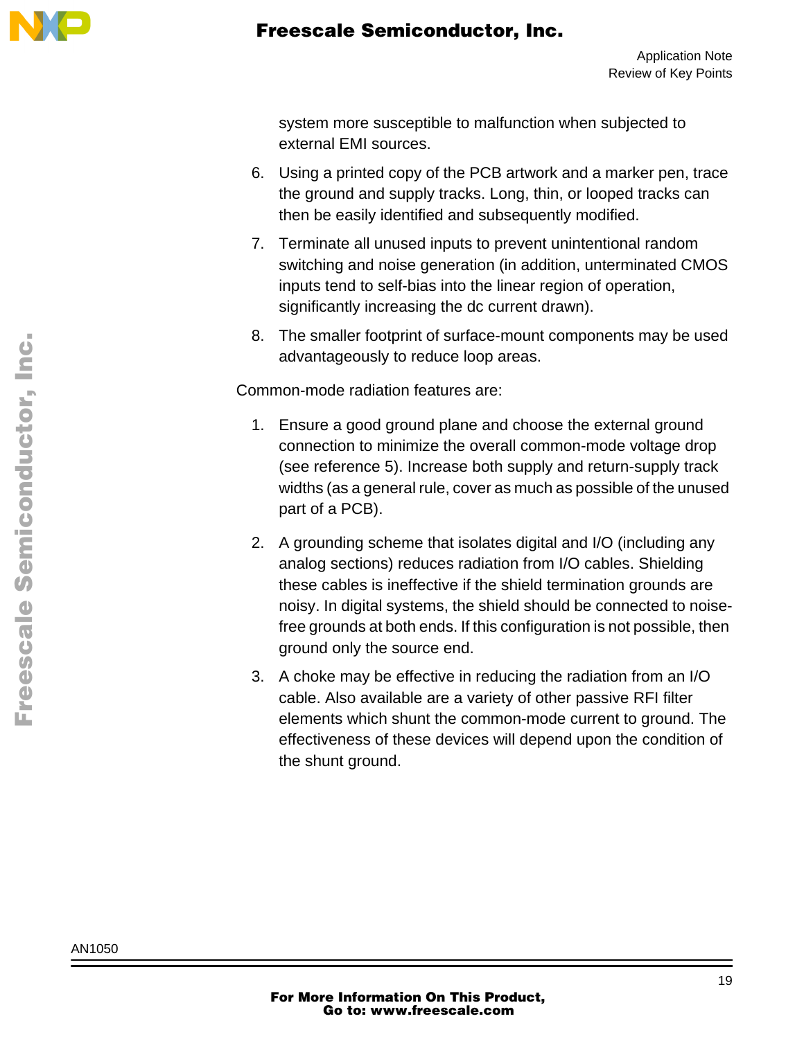system more susceptible to malfunction when subjected to external EMI sources.

6. Using a printed copy of the PCB artwork and a marker pen, trace the ground and supply tracks. Long, thin, or looped tracks can then be easily identified and subsequently modified.
7. Terminate all unused inputs to prevent unintentional random switching and noise generation (in addition, unterminated CMOS inputs tend to self-bias into the linear region of operation, significantly increasing the dc current drawn).
8. The smaller footprint of surface-mount components may be used advantageously to reduce loop areas.

Common-mode radiation features are:

1. Ensure a good ground plane and choose the external ground connection to minimize the overall common-mode voltage drop (see reference 5). Increase both supply and return-supply track widths (as a general rule, cover as much as possible of the unused part of a PCB).
2. A grounding scheme that isolates digital and I/O (including any analog sections) reduces radiation from I/O cables. Shielding these cables is ineffective if the shield termination grounds are noisy. In digital systems, the shield should be connected to noise-free grounds at both ends. If this configuration is not possible, then ground only the source end.
3. A choke may be effective in reducing the radiation from an I/O cable. Also available are a variety of other passive RFI filter elements which shunt the common-mode current to ground. The effectiveness of these devices will depend upon the condition of the shunt ground.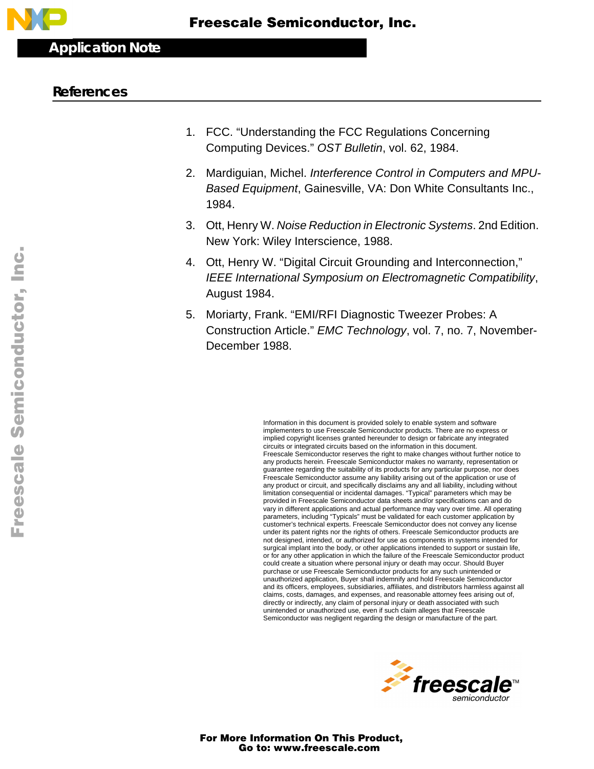## References

1. FCC. “Understanding the FCC Regulations Concerning Computing Devices.” *OST Bulletin*, vol. 62, 1984.
2. Mardiguian, Michel. *Interference Control in Computers and MPU-Based Equipment*, Gainesville, VA: Don White Consultants Inc., 1984.
3. Ott, Henry W. *Noise Reduction in Electronic Systems*. 2nd Edition. New York: Wiley Interscience, 1988.
4. Ott, Henry W. “Digital Circuit Grounding and Interconnection,” *IEEE International Symposium on Electromagnetic Compatibility*, August 1984.
5. Moriarty, Frank. “EMI/RFI Diagnostic Tweezer Probes: A Construction Article.” *EMC Technology*, vol. 7, no. 7, November-December 1988.

Information in this document is provided solely to enable system and software implementers to use Freescale Semiconductor products. There are no express or implied copyright licenses granted hereunder to design or fabricate any integrated circuits or integrated circuits based on the information in this document.
Freescale Semiconductor reserves the right to make changes without further notice to any products herein. Freescale Semiconductor makes no warranty, representation or guarantee regarding the suitability of its products for any particular purpose, nor does Freescale Semiconductor assume any liability arising out of the application or use of any product or circuit, and specifically disclaims any and all liability, including without limitation consequential or incidental damages. “Typical” parameters which may be provided in Freescale Semiconductor data sheets and/or specifications can and do vary in different applications and actual performance may vary over time. All operating parameters, including “Typicals” must be validated for each customer application by customer’s technical experts. Freescale Semiconductor does not convey any license under its patent rights nor the rights of others. Freescale Semiconductor products are not designed, intended, or authorized for use as components in systems intended for surgical implant into the body, or other applications intended to support or sustain life, or for any other application in which the failure of the Freescale Semiconductor product could create a situation where personal injury or death may occur. Should Buyer purchase or use Freescale Semiconductor products for any such unintended or unauthorized application, Buyer shall indemnify and hold Freescale Semiconductor and its officers, employees, subsidiaries, affiliates, and distributors harmless against all claims, costs, damages, and expenses, and reasonable attorney fees arising out of, directly or indirectly, any claim of personal injury or death associated with such unintended or unauthorized use, even if such claim alleges that Freescale Semiconductor was negligent regarding the design or manufacture of the part.